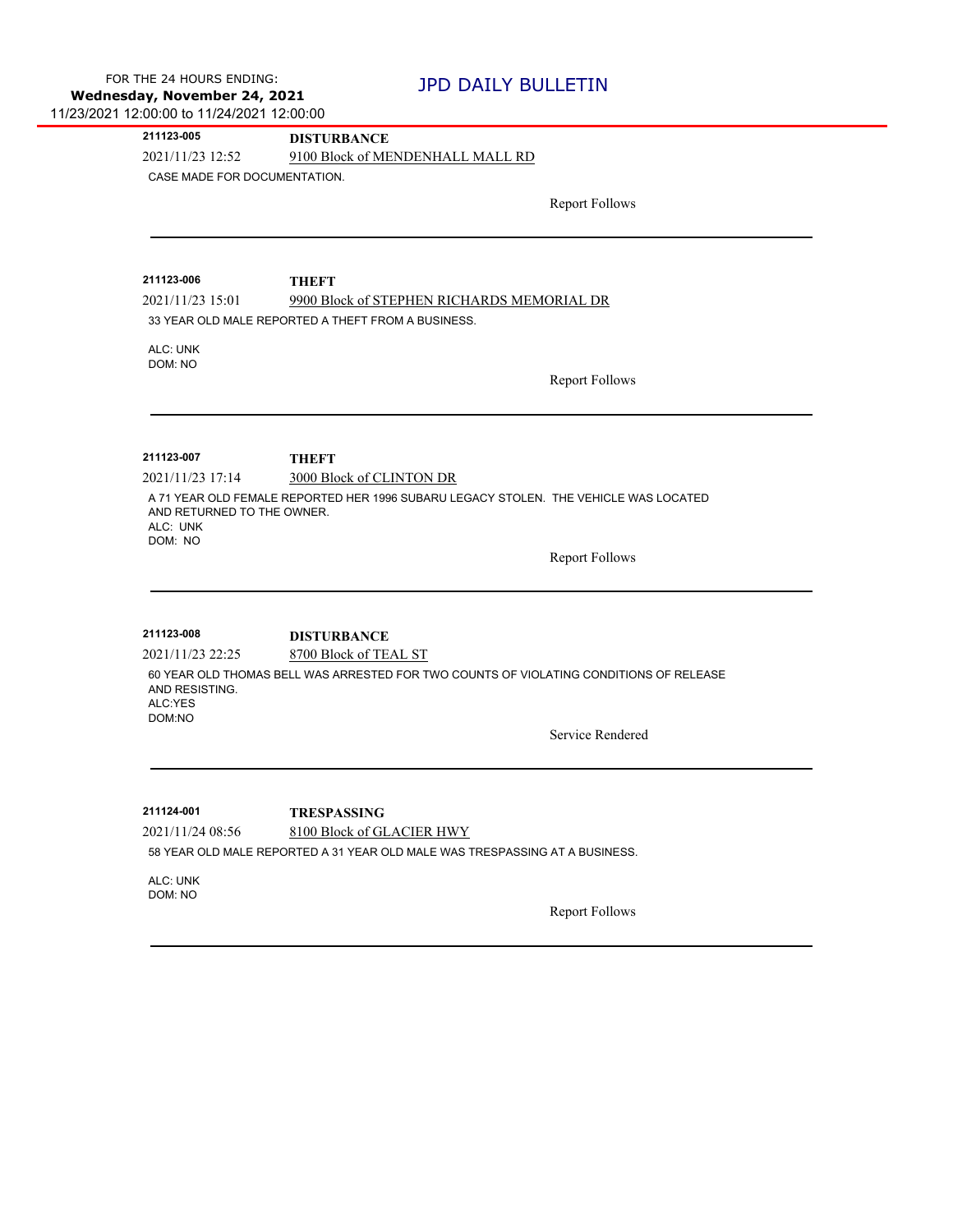FOR THE 24 HOURS ENDING:
**Wednesday, November 24, 2021**
11/23/2021 12:00:00 to 11/24/2021 12:00:00

# JPD DAILY BULLETIN

---

**211123-005** **DISTURBANCE**

2021/11/23 12:52 9100 Block of MENDENHALL MALL RD

CASE MADE FOR DOCUMENTATION.

Report Follows

---

**211123-006** **THEFT**

2021/11/23 15:01 9900 Block of STEPHEN RICHARDS MEMORIAL DR

33 YEAR OLD MALE REPORTED A THEFT FROM A BUSINESS.

ALC: UNK
DOM: NO

Report Follows

---

**211123-007** **THEFT**

2021/11/23 17:14 3000 Block of CLINTON DR

A 71 YEAR OLD FEMALE REPORTED HER 1996 SUBARU LEGACY STOLEN. THE VEHICLE WAS LOCATED AND RETURNED TO THE OWNER.
ALC: UNK
DOM: NO

Report Follows

---

**211123-008** **DISTURBANCE**

2021/11/23 22:25 8700 Block of TEAL ST

60 YEAR OLD THOMAS BELL WAS ARRESTED FOR TWO COUNTS OF VIOLATING CONDITIONS OF RELEASE AND RESISTING.
ALC:YES
DOM:NO

Service Rendered

---

**211124-001** **TRESPASSING**

2021/11/24 08:56 8100 Block of GLACIER HWY

58 YEAR OLD MALE REPORTED A 31 YEAR OLD MALE WAS TRESPASSING AT A BUSINESS.

ALC: UNK
DOM: NO

Report Follows

---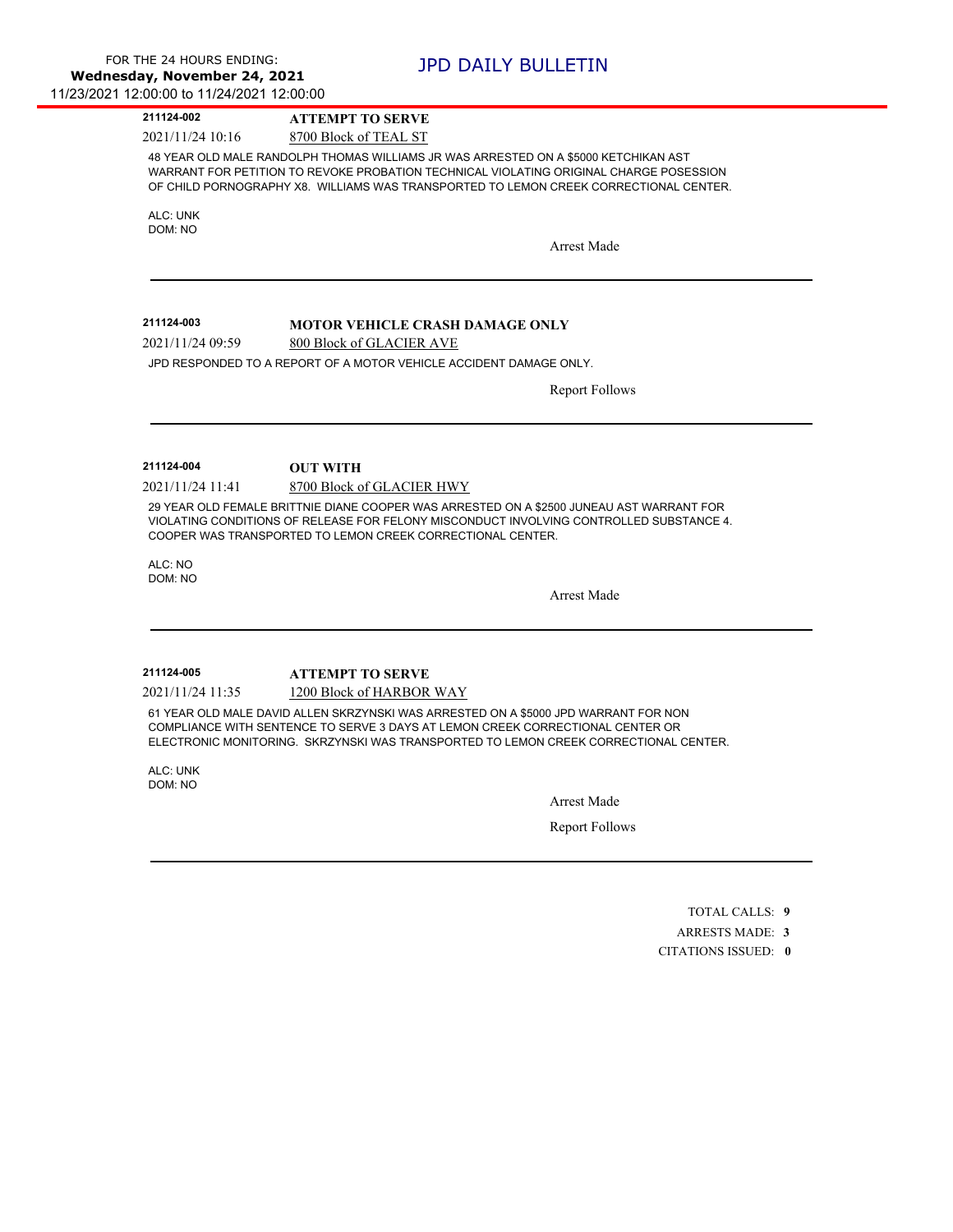211124-002 **ATTEMPT TO SERVE**

2021/11/24 10:16 8700 Block of TEAL ST

48 YEAR OLD MALE RANDOLPH THOMAS WILLIAMS JR WAS ARRESTED ON A $5000 KETCHIKAN AST WARRANT FOR PETITION TO REVOKE PROBATION TECHNICAL VIOLATING ORIGINAL CHARGE POSESSION OF CHILD PORNOGRAPHY X8. WILLIAMS WAS TRANSPORTED TO LEMON CREEK CORRECTIONAL CENTER.

ALC: UNK
DOM: NO

Arrest Made

---

211124-003 **MOTOR VEHICLE CRASH DAMAGE ONLY**

2021/11/24 09:59 800 Block of GLACIER AVE

JPD RESPONDED TO A REPORT OF A MOTOR VEHICLE ACCIDENT DAMAGE ONLY.

Report Follows

---

211124-004 **OUT WITH**

2021/11/24 11:41 8700 Block of GLACIER HWY

29 YEAR OLD FEMALE BRITTNIE DIANE COOPER WAS ARRESTED ON A $2500 JUNEAU AST WARRANT FOR VIOLATING CONDITIONS OF RELEASE FOR FELONY MISCONDUCT INVOLVING CONTROLLED SUBSTANCE 4. COOPER WAS TRANSPORTED TO LEMON CREEK CORRECTIONAL CENTER.

ALC: NO
DOM: NO

Arrest Made

---

211124-005 **ATTEMPT TO SERVE**

2021/11/24 11:35 1200 Block of HARBOR WAY

61 YEAR OLD MALE DAVID ALLEN SKRZYNSKI WAS ARRESTED ON A $5000 JPD WARRANT FOR NON COMPLIANCE WITH SENTENCE TO SERVE 3 DAYS AT LEMON CREEK CORRECTIONAL CENTER OR ELECTRONIC MONITORING. SKRZYNSKI WAS TRANSPORTED TO LEMON CREEK CORRECTIONAL CENTER.

ALC: UNK
DOM: NO

Arrest Made

Report Follows

---

TOTAL CALLS: **9**

ARRESTS MADE: **3**

CITATIONS ISSUED: **0**